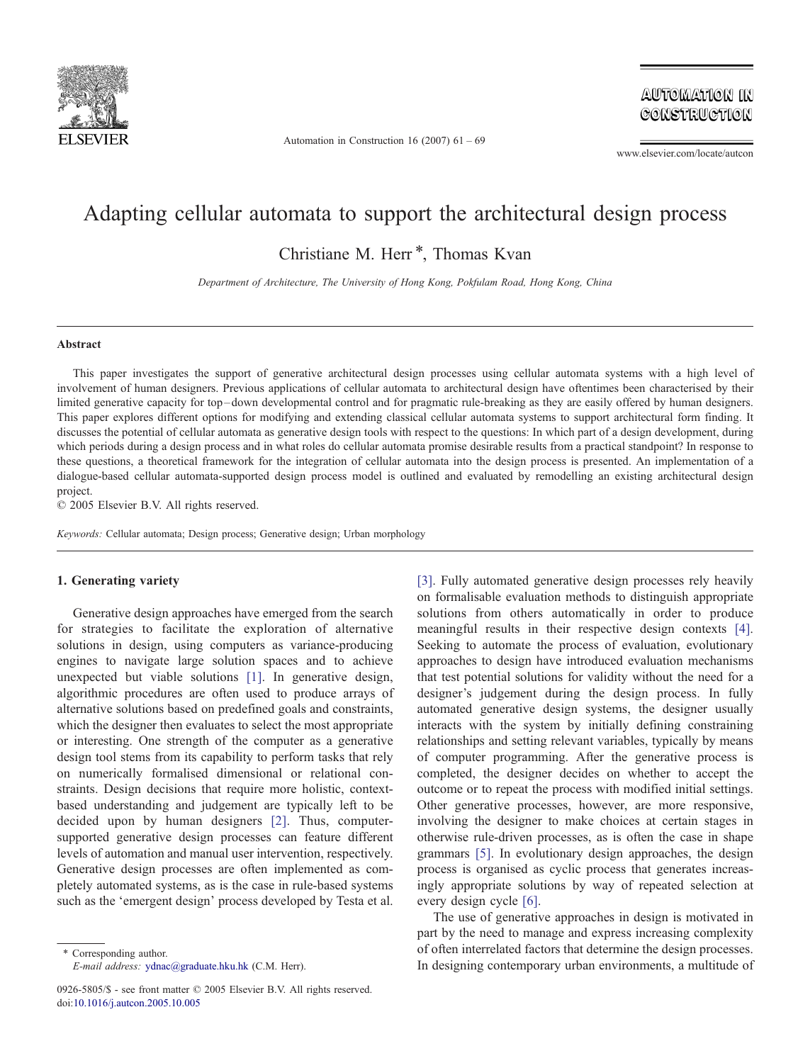# Adapting cellular automata to support the architectural design process

Christiane M. Herr *, Thomas Kvan

*Department of Architecture, The University of Hong Kong, Pokfulam Road, Hong Kong, China*

## Abstract

This paper investigates the support of generative architectural design processes using cellular automata systems with a high level of involvement of human designers. Previous applications of cellular automata to architectural design have oftentimes been characterised by their limited generative capacity for top–down developmental control and for pragmatic rule-breaking as they are easily offered by human designers. This paper explores different options for modifying and extending classical cellular automata systems to support architectural form finding. It discusses the potential of cellular automata as generative design tools with respect to the questions: In which part of a design development, during which periods during a design process and in what roles do cellular automata promise desirable results from a practical standpoint? In response to these questions, a theoretical framework for the integration of cellular automata into the design process is presented. An implementation of a dialogue-based cellular automata-supported design process model is outlined and evaluated by remodelling an existing architectural design project.

© 2005 Elsevier B.V. All rights reserved.

*Keywords:* Cellular automata; Design process; Generative design; Urban morphology

## 1. Generating variety

Generative design approaches have emerged from the search for strategies to facilitate the exploration of alternative solutions in design, using computers as variance-producing engines to navigate large solution spaces and to achieve unexpected but viable solutions [1]. In generative design, algorithmic procedures are often used to produce arrays of alternative solutions based on predefined goals and constraints, which the designer then evaluates to select the most appropriate or interesting. One strength of the computer as a generative design tool stems from its capability to perform tasks that rely on numerically formalised dimensional or relational constraints. Design decisions that require more holistic, context-based understanding and judgement are typically left to be decided upon by human designers [2]. Thus, computer-supported generative design processes can feature different levels of automation and manual user intervention, respectively. Generative design processes are often implemented as completely automated systems, as is the case in rule-based systems such as the 'emergent design' process developed by Testa et al. [3]. Fully automated generative design processes rely heavily on formalisable evaluation methods to distinguish appropriate solutions from others automatically in order to produce meaningful results in their respective design contexts [4]. Seeking to automate the process of evaluation, evolutionary approaches to design have introduced evaluation mechanisms that test potential solutions for validity without the need for a designer's judgement during the design process. In fully automated generative design systems, the designer usually interacts with the system by initially defining constraining relationships and setting relevant variables, typically by means of computer programming. After the generative process is completed, the designer decides on whether to accept the outcome or to repeat the process with modified initial settings. Other generative processes, however, are more responsive, involving the designer to make choices at certain stages in otherwise rule-driven processes, as is often the case in shape grammars [5]. In evolutionary design approaches, the design process is organised as cyclic process that generates increasingly appropriate solutions by way of repeated selection at every design cycle [6].

The use of generative approaches in design is motivated in part by the need to manage and express increasing complexity of often interrelated factors that determine the design processes. In designing contemporary urban environments, a multitude of

* Corresponding author.
*E-mail address:* ydnac@graduate.hku.hk (C.M. Herr).

0926-5805/$ - see front matter © 2005 Elsevier B.V. All rights reserved.
doi:10.1016/j.autcon.2005.10.005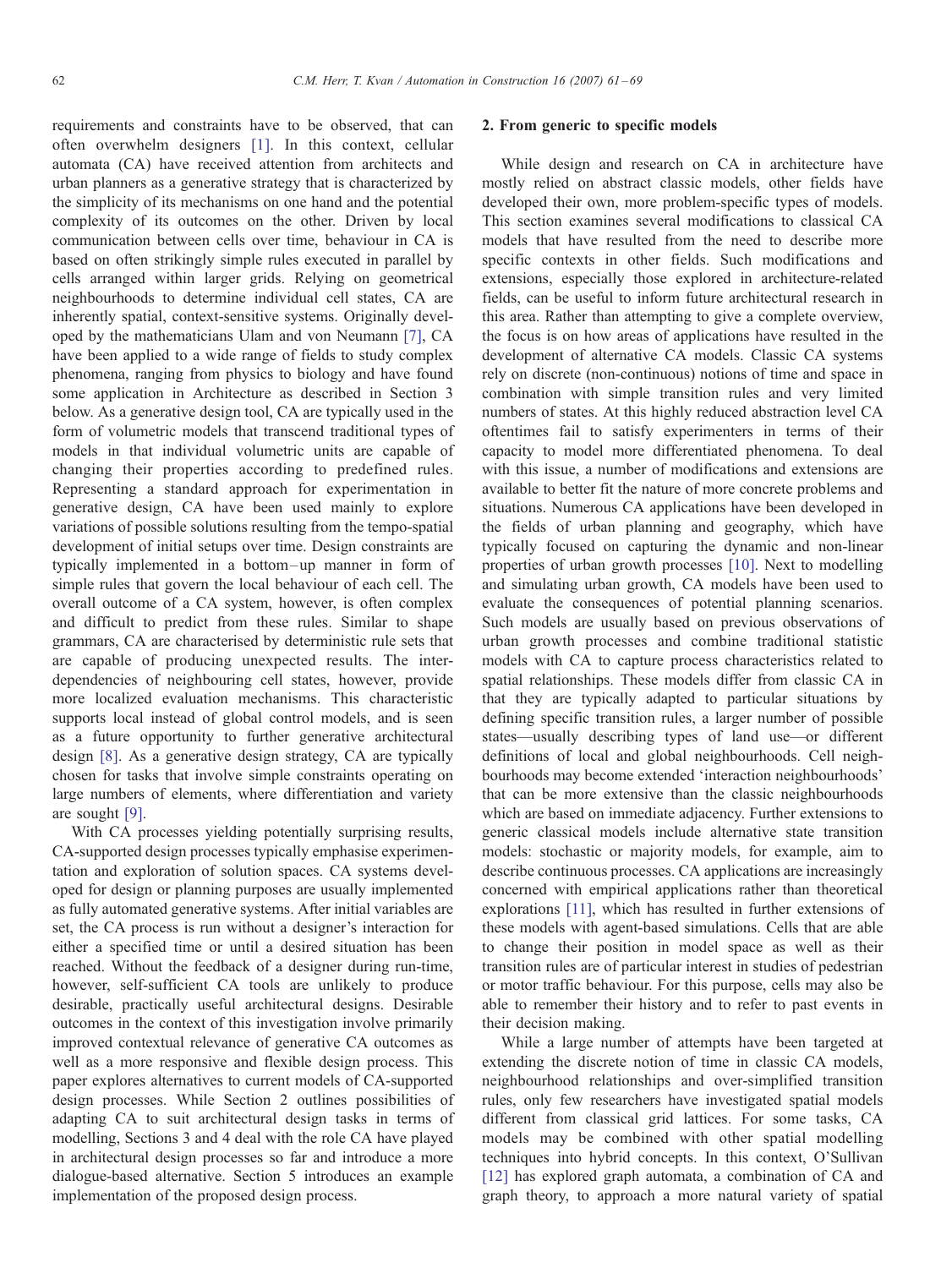requirements and constraints have to be observed, that can often overwhelm designers [1]. In this context, cellular automata (CA) have received attention from architects and urban planners as a generative strategy that is characterized by the simplicity of its mechanisms on one hand and the potential complexity of its outcomes on the other. Driven by local communication between cells over time, behaviour in CA is based on often strikingly simple rules executed in parallel by cells arranged within larger grids. Relying on geometrical neighbourhoods to determine individual cell states, CA are inherently spatial, context-sensitive systems. Originally developed by the mathematicians Ulam and von Neumann [7], CA have been applied to a wide range of fields to study complex phenomena, ranging from physics to biology and have found some application in Architecture as described in Section 3 below. As a generative design tool, CA are typically used in the form of volumetric models that transcend traditional types of models in that individual volumetric units are capable of changing their properties according to predefined rules. Representing a standard approach for experimentation in generative design, CA have been used mainly to explore variations of possible solutions resulting from the tempo-spatial development of initial setups over time. Design constraints are typically implemented in a bottom–up manner in form of simple rules that govern the local behaviour of each cell. The overall outcome of a CA system, however, is often complex and difficult to predict from these rules. Similar to shape grammars, CA are characterised by deterministic rule sets that are capable of producing unexpected results. The interdependencies of neighbouring cell states, however, provide more localized evaluation mechanisms. This characteristic supports local instead of global control models, and is seen as a future opportunity to further generative architectural design [8]. As a generative design strategy, CA are typically chosen for tasks that involve simple constraints operating on large numbers of elements, where differentiation and variety are sought [9].

With CA processes yielding potentially surprising results, CA-supported design processes typically emphasise experimentation and exploration of solution spaces. CA systems developed for design or planning purposes are usually implemented as fully automated generative systems. After initial variables are set, the CA process is run without a designer's interaction for either a specified time or until a desired situation has been reached. Without the feedback of a designer during run-time, however, self-sufficient CA tools are unlikely to produce desirable, practically useful architectural designs. Desirable outcomes in the context of this investigation involve primarily improved contextual relevance of generative CA outcomes as well as a more responsive and flexible design process. This paper explores alternatives to current models of CA-supported design processes. While Section 2 outlines possibilities of adapting CA to suit architectural design tasks in terms of modelling, Sections 3 and 4 deal with the role CA have played in architectural design processes so far and introduce a more dialogue-based alternative. Section 5 introduces an example implementation of the proposed design process.

## 2. From generic to specific models

While design and research on CA in architecture have mostly relied on abstract classic models, other fields have developed their own, more problem-specific types of models. This section examines several modifications to classical CA models that have resulted from the need to describe more specific contexts in other fields. Such modifications and extensions, especially those explored in architecture-related fields, can be useful to inform future architectural research in this area. Rather than attempting to give a complete overview, the focus is on how areas of applications have resulted in the development of alternative CA models. Classic CA systems rely on discrete (non-continuous) notions of time and space in combination with simple transition rules and very limited numbers of states. At this highly reduced abstraction level CA oftentimes fail to satisfy experimenters in terms of their capacity to model more differentiated phenomena. To deal with this issue, a number of modifications and extensions are available to better fit the nature of more concrete problems and situations. Numerous CA applications have been developed in the fields of urban planning and geography, which have typically focused on capturing the dynamic and non-linear properties of urban growth processes [10]. Next to modelling and simulating urban growth, CA models have been used to evaluate the consequences of potential planning scenarios. Such models are usually based on previous observations of urban growth processes and combine traditional statistic models with CA to capture process characteristics related to spatial relationships. These models differ from classic CA in that they are typically adapted to particular situations by defining specific transition rules, a larger number of possible states—usually describing types of land use—or different definitions of local and global neighbourhoods. Cell neighbourhoods may become extended 'interaction neighbourhoods' that can be more extensive than the classic neighbourhoods which are based on immediate adjacency. Further extensions to generic classical models include alternative state transition models: stochastic or majority models, for example, aim to describe continuous processes. CA applications are increasingly concerned with empirical applications rather than theoretical explorations [11], which has resulted in further extensions of these models with agent-based simulations. Cells that are able to change their position in model space as well as their transition rules are of particular interest in studies of pedestrian or motor traffic behaviour. For this purpose, cells may also be able to remember their history and to refer to past events in their decision making.

While a large number of attempts have been targeted at extending the discrete notion of time in classic CA models, neighbourhood relationships and over-simplified transition rules, only few researchers have investigated spatial models different from classical grid lattices. For some tasks, CA models may be combined with other spatial modelling techniques into hybrid concepts. In this context, O'Sullivan [12] has explored graph automata, a combination of CA and graph theory, to approach a more natural variety of spatial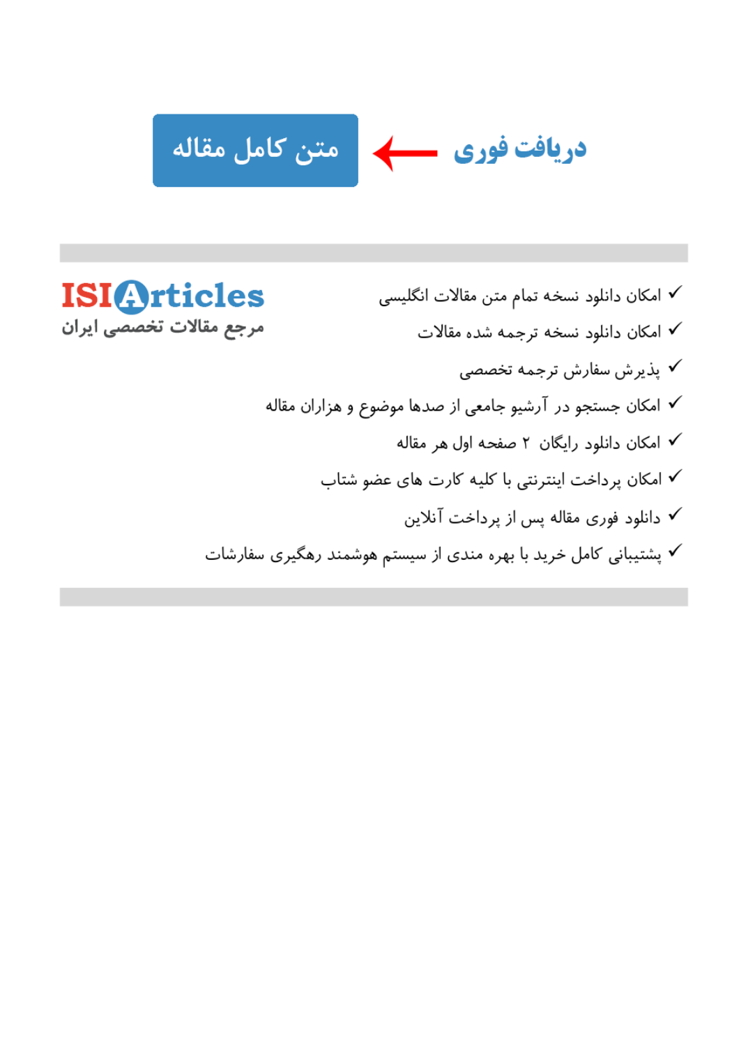دریافت فوری ← متن کامل مقاله

**ISIArticles**
مرجع مقالات تخصصی ایران

- ✓ امکان دانلود نسخه تمام متن مقالات انگلیسی
- ✓ امکان دانلود نسخه ترجمه شده مقالات
- ✓ پذیرش سفارش ترجمه تخصصی
- ✓ امکان جستجو در آرشیو جامعی از صدها موضوع و هزاران مقاله
- ✓ امکان دانلود رایگان ۲ صفحه اول هر مقاله
- ✓ امکان پرداخت اینترنتی با کلیه کارت های عضو شتاب
- ✓ دانلود فوری مقاله پس از پرداخت آنلاین
- ✓ پشتیبانی کامل خرید با بهره مندی از سیستم هوشمند رهگیری سفارشات